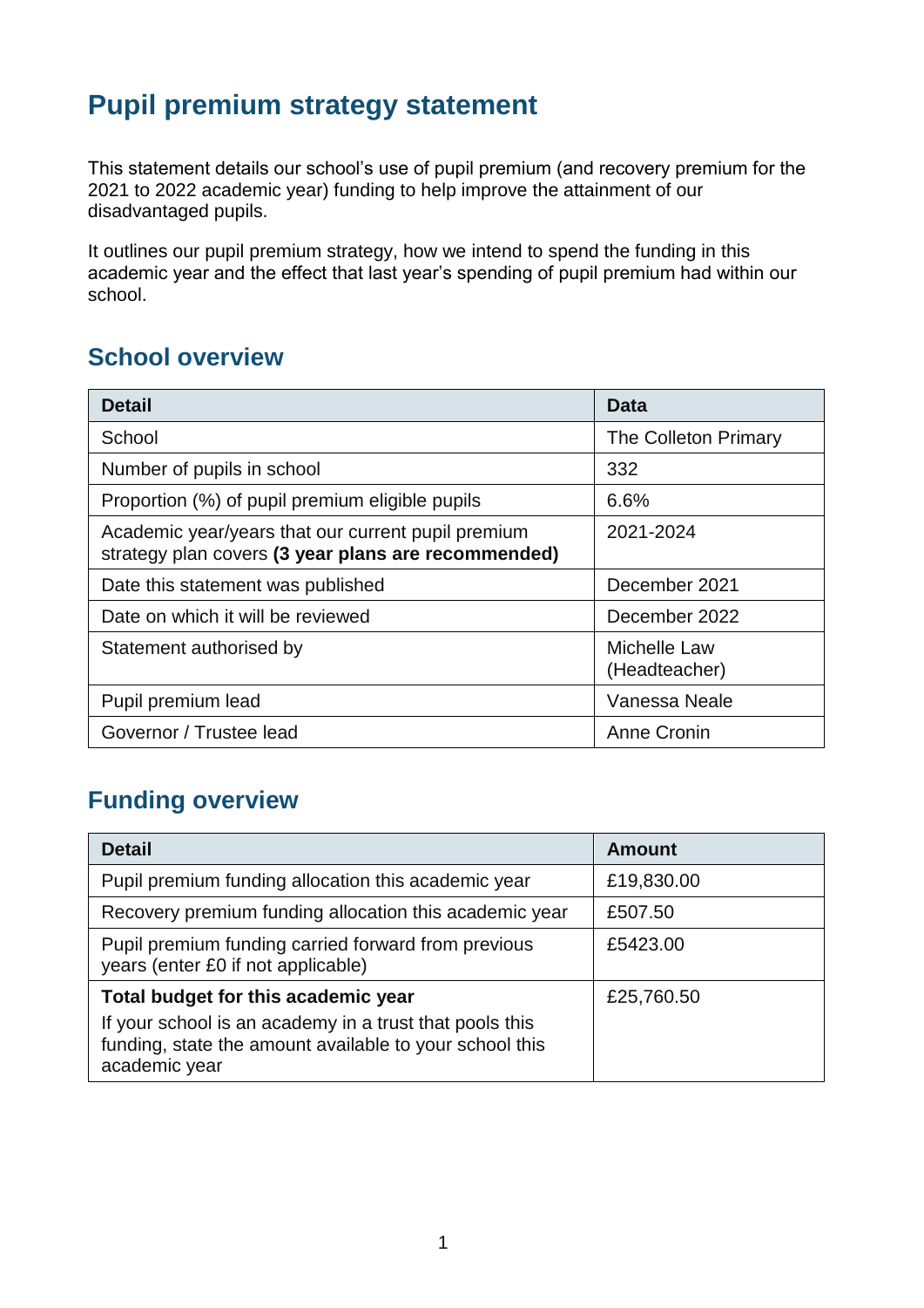# Pupil premium strategy statement

This statement details our school's use of pupil premium (and recovery premium for the 2021 to 2022 academic year) funding to help improve the attainment of our disadvantaged pupils.

It outlines our pupil premium strategy, how we intend to spend the funding in this academic year and the effect that last year's spending of pupil premium had within our school.

## School overview

| Detail | Data |
|---|---|
| School | The Colleton Primary |
| Number of pupils in school | 332 |
| Proportion (%) of pupil premium eligible pupils | 6.6% |
| Academic year/years that our current pupil premium strategy plan covers **(3 year plans are recommended)** | 2021-2024 |
| Date this statement was published | December 2021 |
| Date on which it will be reviewed | December 2022 |
| Statement authorised by | Michelle Law (Headteacher) |
| Pupil premium lead | Vanessa Neale |
| Governor / Trustee lead | Anne Cronin |

## Funding overview

| Detail | Amount |
|---|---|
| Pupil premium funding allocation this academic year | £19,830.00 |
| Recovery premium funding allocation this academic year | £507.50 |
| Pupil premium funding carried forward from previous years (enter £0 if not applicable) | £5423.00 |
| **Total budget for this academic year** If your school is an academy in a trust that pools this funding, state the amount available to your school this academic year | £25,760.50 |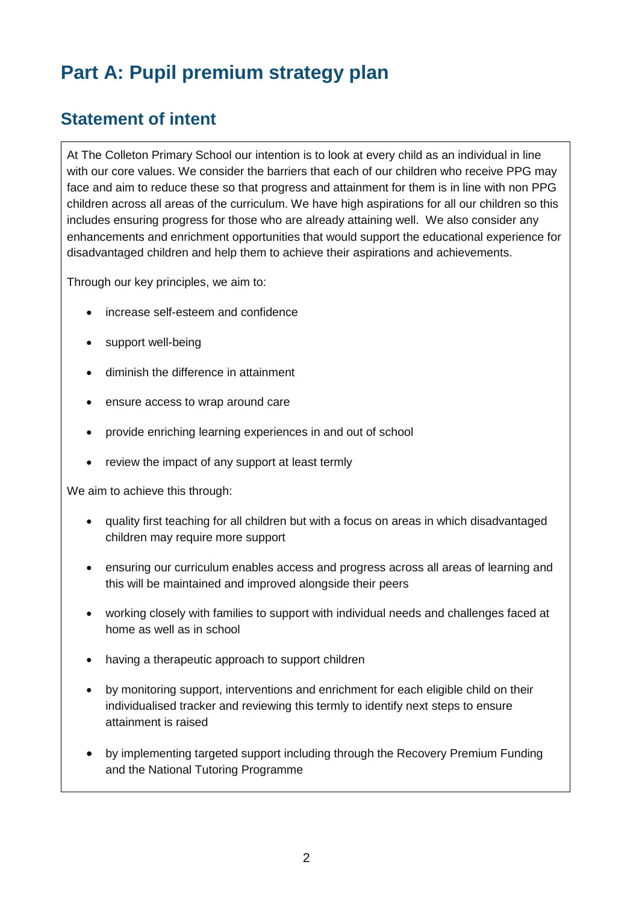# Part A: Pupil premium strategy plan

## Statement of intent

At The Colleton Primary School our intention is to look at every child as an individual in line with our core values. We consider the barriers that each of our children who receive PPG may face and aim to reduce these so that progress and attainment for them is in line with non PPG children across all areas of the curriculum. We have high aspirations for all our children so this includes ensuring progress for those who are already attaining well. We also consider any enhancements and enrichment opportunities that would support the educational experience for disadvantaged children and help them to achieve their aspirations and achievements.

Through our key principles, we aim to:

- increase self-esteem and confidence
- support well-being
- diminish the difference in attainment
- ensure access to wrap around care
- provide enriching learning experiences in and out of school
- review the impact of any support at least termly

We aim to achieve this through:

- quality first teaching for all children but with a focus on areas in which disadvantaged children may require more support
- ensuring our curriculum enables access and progress across all areas of learning and this will be maintained and improved alongside their peers
- working closely with families to support with individual needs and challenges faced at home as well as in school
- having a therapeutic approach to support children
- by monitoring support, interventions and enrichment for each eligible child on their individualised tracker and reviewing this termly to identify next steps to ensure attainment is raised
- by implementing targeted support including through the Recovery Premium Funding and the National Tutoring Programme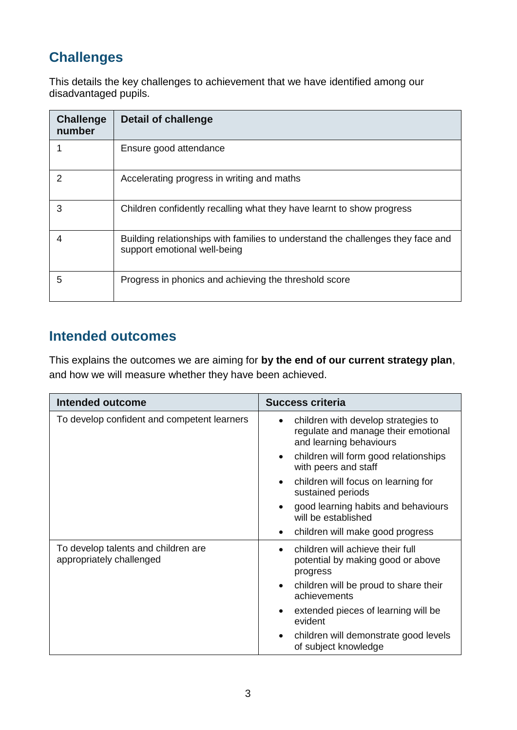## Challenges

This details the key challenges to achievement that we have identified among our disadvantaged pupils.

| Challenge number | Detail of challenge |
|---|---|
| 1 | Ensure good attendance |
| 2 | Accelerating progress in writing and maths |
| 3 | Children confidently recalling what they have learnt to show progress |
| 4 | Building relationships with families to understand the challenges they face and support emotional well-being |
| 5 | Progress in phonics and achieving the threshold score |

## Intended outcomes

This explains the outcomes we are aiming for **by the end of our current strategy plan**, and how we will measure whether they have been achieved.

| Intended outcome | Success criteria |
|---|---|
| To develop confident and competent learners | • children with develop strategies to regulate and manage their emotional and learning behaviours<br>• children will form good relationships with peers and staff<br>• children will focus on learning for sustained periods<br>• good learning habits and behaviours will be established<br>• children will make good progress |
| To develop talents and children are appropriately challenged | • children will achieve their full potential by making good or above progress<br>• children will be proud to share their achievements<br>• extended pieces of learning will be evident<br>• children will demonstrate good levels of subject knowledge |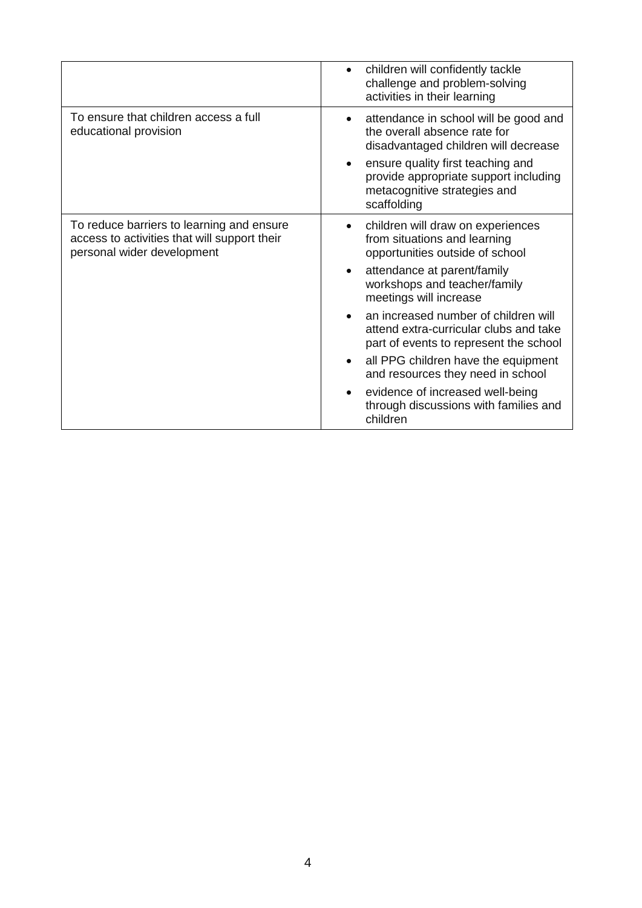| | |
|---|---|
| | • children will confidently tackle challenge and problem-solving activities in their learning |
| To ensure that children access a full educational provision | • attendance in school will be good and the overall absence rate for disadvantaged children will decrease<br>• ensure quality first teaching and provide appropriate support including metacognitive strategies and scaffolding |
| To reduce barriers to learning and ensure access to activities that will support their personal wider development | • children will draw on experiences from situations and learning opportunities outside of school<br>• attendance at parent/family workshops and teacher/family meetings will increase<br>• an increased number of children will attend extra-curricular clubs and take part of events to represent the school<br>• all PPG children have the equipment and resources they need in school<br>• evidence of increased well-being through discussions with families and children |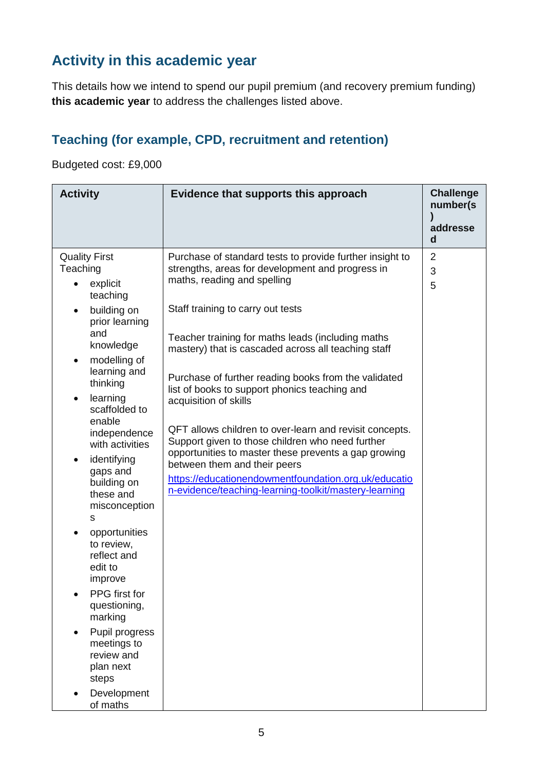## Activity in this academic year

This details how we intend to spend our pupil premium (and recovery premium funding) **this academic year** to address the challenges listed above.

### Teaching (for example, CPD, recruitment and retention)

Budgeted cost: £9,000

| Activity | Evidence that supports this approach | Challenge number(s) addressed |
|---|---|---|
| Quality First Teaching<br>• explicit teaching<br>• building on prior learning and knowledge<br>• modelling of learning and thinking<br>• learning scaffolded to enable independence with activities<br>• identifying gaps and building on these and misconceptions<br>• opportunities to review, reflect and edit to improve<br>• PPG first for questioning, marking<br>• Pupil progress meetings to review and plan next steps<br>• Development of maths | Purchase of standard tests to provide further insight to strengths, areas for development and progress in maths, reading and spelling<br><br>Staff training to carry out tests<br><br>Teacher training for maths leads (including maths mastery) that is cascaded across all teaching staff<br><br>Purchase of further reading books from the validated list of books to support phonics teaching and acquisition of skills<br><br>QFT allows children to over-learn and revisit concepts. Support given to those children who need further opportunities to master these prevents a gap growing between them and their peers<br>[https://educationendowmentfoundation.org.uk/education-evidence/teaching-learning-toolkit/mastery-learning](https://educationendowmentfoundation.org.uk/education-evidence/teaching-learning-toolkit/mastery-learning) | 2<br>3<br>5 |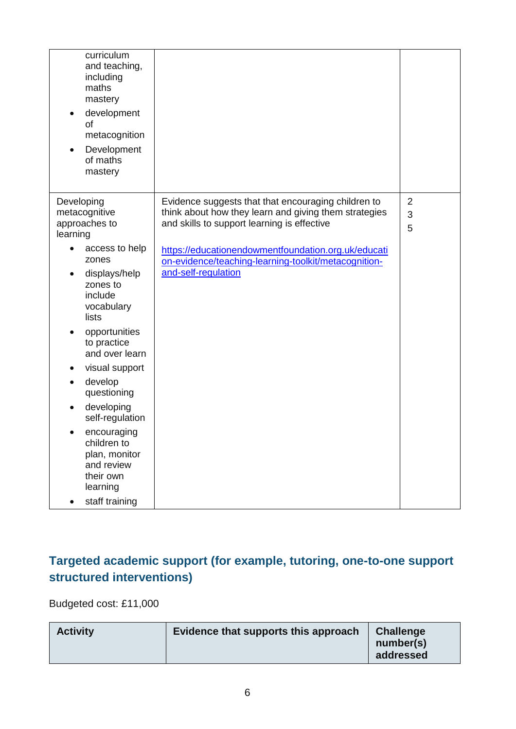| | | |
|---|---|---|
| curriculum and teaching, including maths mastery<br>• development of metacognition<br>• Development of maths mastery | | |
| Developing metacognitive approaches to learning<br>• access to help zones<br>• displays/help zones to include vocabulary lists<br>• opportunities to practice and over learn<br>• visual support<br>• develop questioning<br>• developing self-regulation<br>• encouraging children to plan, monitor and review their own learning<br>• staff training | Evidence suggests that that encouraging children to think about how they learn and giving them strategies and skills to support learning is effective<br><br>https://educationendowmentfoundation.org.uk/education-evidence/teaching-learning-toolkit/metacognition-and-self-regulation | 2<br>3<br>5 |

## Targeted academic support (for example, tutoring, one-to-one support structured interventions)

Budgeted cost: £11,000

| Activity | Evidence that supports this approach | Challenge number(s) addressed |
|---|---|---|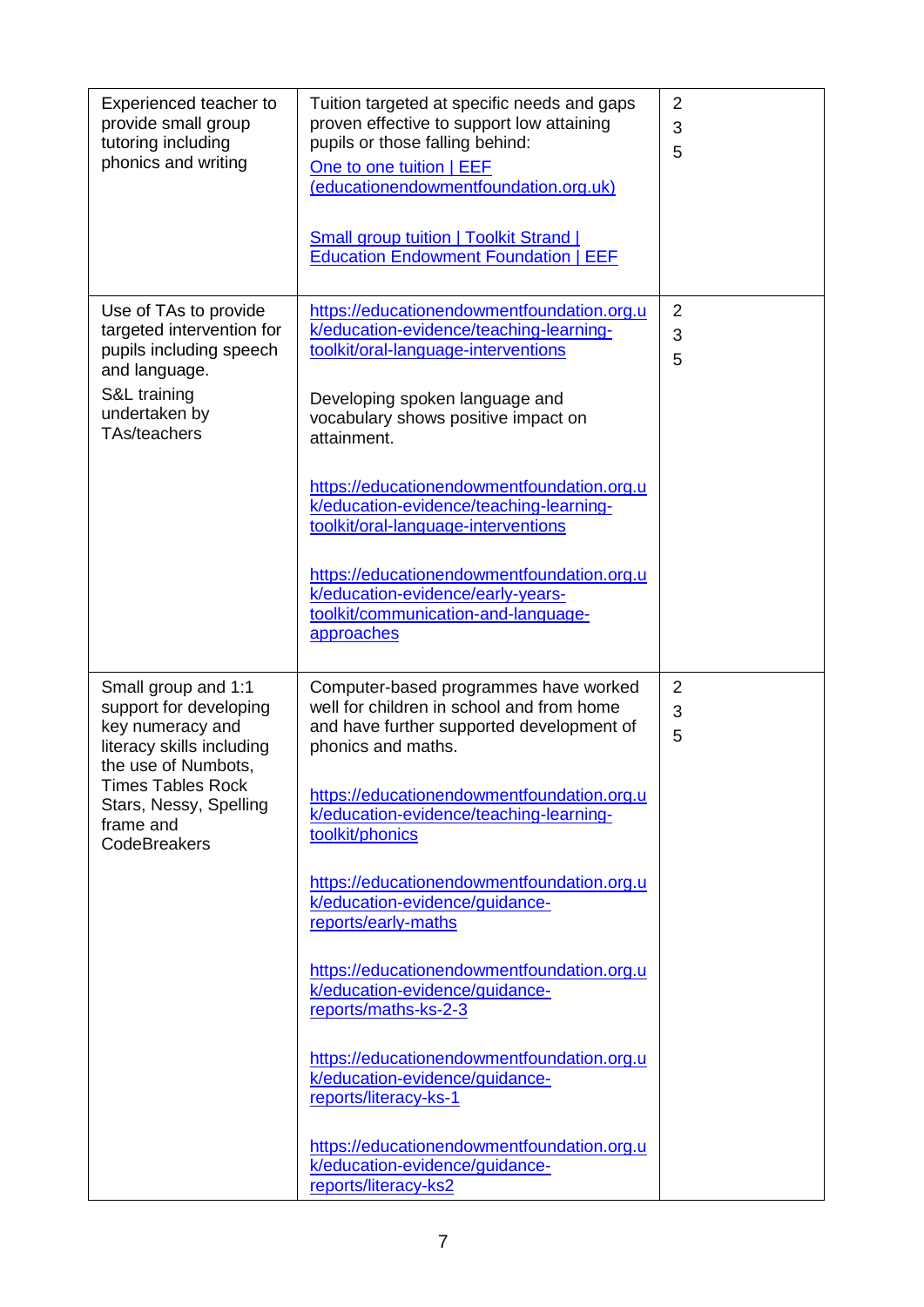| | | |
|---|---|---|
| Experienced teacher to provide small group tutoring including phonics and writing | Tuition targeted at specific needs and gaps proven effective to support low attaining pupils or those falling behind:<br>[One to one tuition \| EEF (educationendowmentfoundation.org.uk)]()<br><br>[Small group tuition \| Toolkit Strand \| Education Endowment Foundation \| EEF]() | 2<br>3<br>5 |
| Use of TAs to provide targeted intervention for pupils including speech and language.<br>S&L training undertaken by TAs/teachers | https://educationendowmentfoundation.org.uk/education-evidence/teaching-learning-toolkit/oral-language-interventions<br><br>Developing spoken language and vocabulary shows positive impact on attainment.<br><br>https://educationendowmentfoundation.org.uk/education-evidence/teaching-learning-toolkit/oral-language-interventions<br><br>https://educationendowmentfoundation.org.uk/education-evidence/early-years-toolkit/communication-and-language-approaches | 2<br>3<br>5 |
| Small group and 1:1 support for developing key numeracy and literacy skills including the use of Numbots, Times Tables Rock Stars, Nessy, Spelling frame and CodeBreakers | Computer-based programmes have worked well for children in school and from home and have further supported development of phonics and maths.<br><br>https://educationendowmentfoundation.org.uk/education-evidence/teaching-learning-toolkit/phonics<br><br>https://educationendowmentfoundation.org.uk/education-evidence/guidance-reports/early-maths<br><br>https://educationendowmentfoundation.org.uk/education-evidence/guidance-reports/maths-ks-2-3<br><br>https://educationendowmentfoundation.org.uk/education-evidence/guidance-reports/literacy-ks-1<br><br>https://educationendowmentfoundation.org.uk/education-evidence/guidance-reports/literacy-ks2 | 2<br>3<br>5 |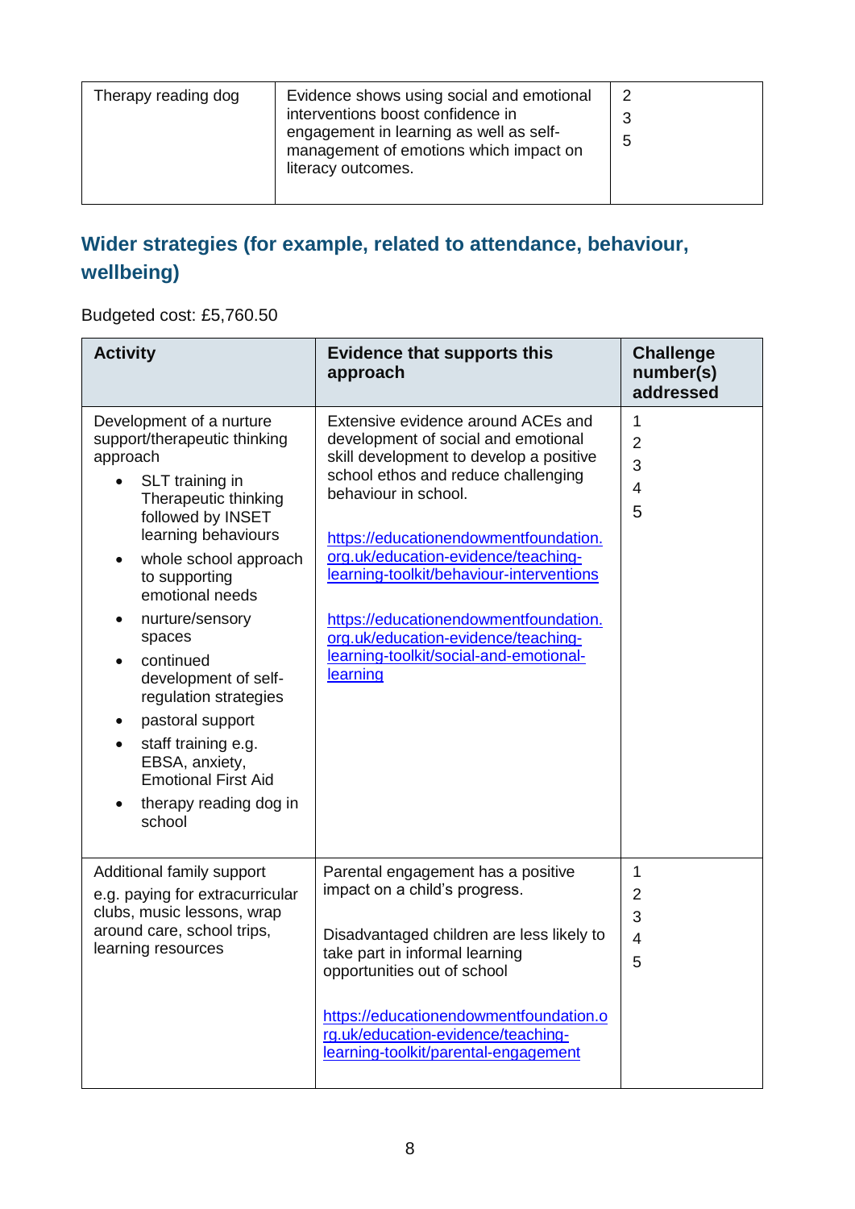| Therapy reading dog | Evidence shows using social and emotional interventions boost confidence in engagement in learning as well as self-management of emotions which impact on literacy outcomes. | 2<br>3<br>5 |
|---|---|---|

## Wider strategies (for example, related to attendance, behaviour, wellbeing)

Budgeted cost: £5,760.50

| Activity | Evidence that supports this approach | Challenge number(s) addressed |
|---|---|---|
| Development of a nurture support/therapeutic thinking approach<br>• SLT training in Therapeutic thinking followed by INSET learning behaviours<br>• whole school approach to supporting emotional needs<br>• nurture/sensory spaces<br>• continued development of self-regulation strategies<br>• pastoral support<br>• staff training e.g. EBSA, anxiety, Emotional First Aid<br>• therapy reading dog in school | Extensive evidence around ACEs and development of social and emotional skill development to develop a positive school ethos and reduce challenging behaviour in school.<br><br>https://educationendowmentfoundation.org.uk/education-evidence/teaching-learning-toolkit/behaviour-interventions<br><br>https://educationendowmentfoundation.org.uk/education-evidence/teaching-learning-toolkit/social-and-emotional-learning | 1<br>2<br>3<br>4<br>5 |
| Additional family support e.g. paying for extracurricular clubs, music lessons, wrap around care, school trips, learning resources | Parental engagement has a positive impact on a child's progress.<br><br>Disadvantaged children are less likely to take part in informal learning opportunities out of school<br><br>https://educationendowmentfoundation.org.uk/education-evidence/teaching-learning-toolkit/parental-engagement | 1<br>2<br>3<br>4<br>5 |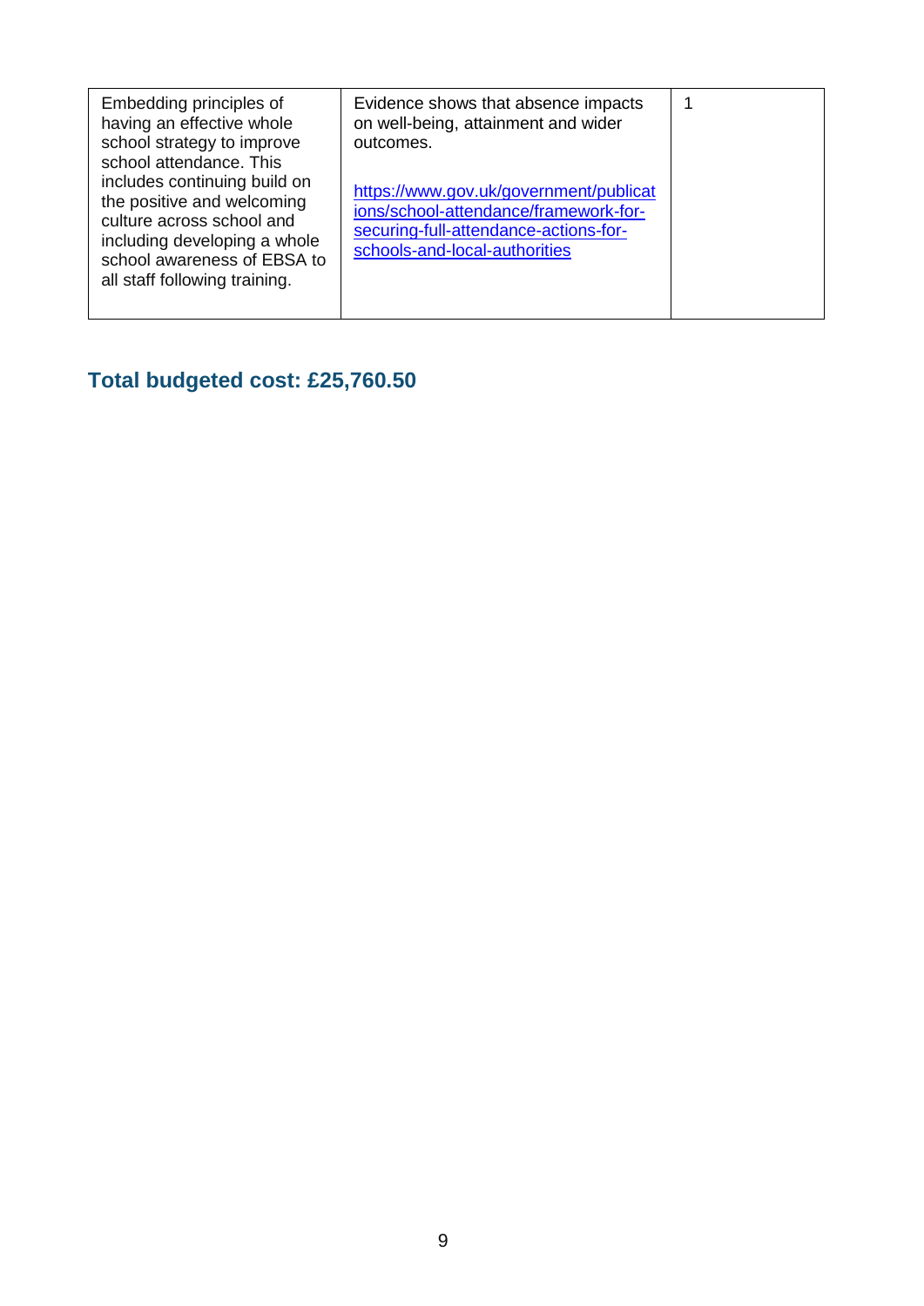| | | |
|---|---|---|
| Embedding principles of having an effective whole school strategy to improve school attendance. This includes continuing build on the positive and welcoming culture across school and including developing a whole school awareness of EBSA to all staff following training. | Evidence shows that absence impacts on well-being, attainment and wider outcomes.<br><br>[https://www.gov.uk/government/publications/school-attendance/framework-for-securing-full-attendance-actions-for-schools-and-local-authorities](https://www.gov.uk/government/publications/school-attendance/framework-for-securing-full-attendance-actions-for-schools-and-local-authorities) | 1 |

## Total budgeted cost: £25,760.50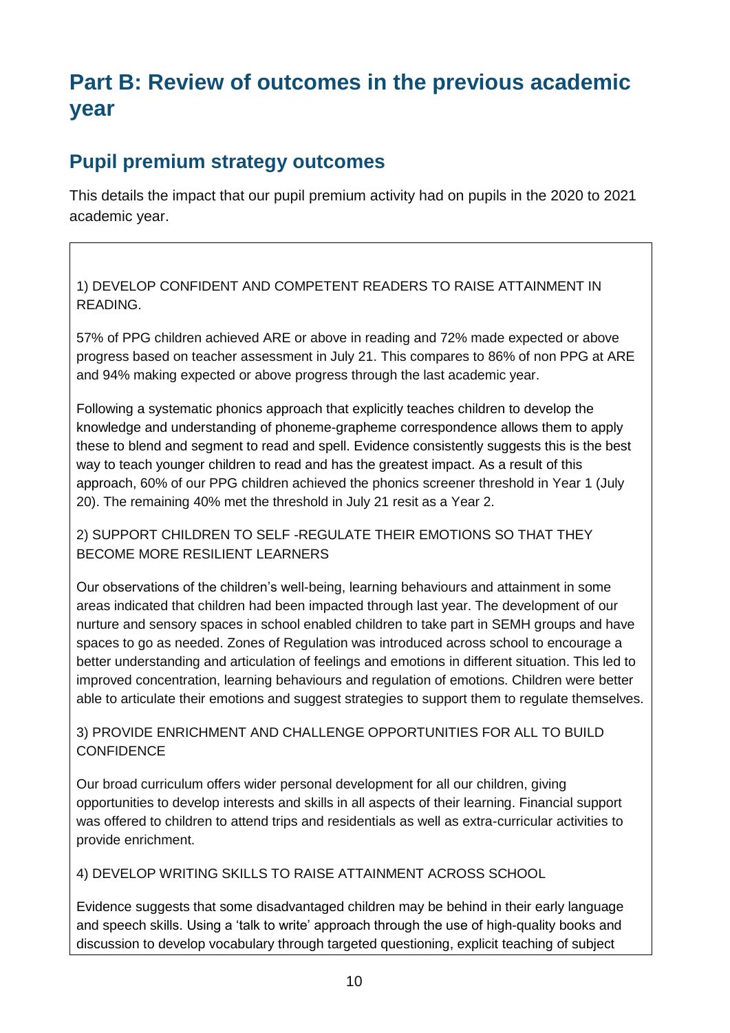# Part B: Review of outcomes in the previous academic year

## Pupil premium strategy outcomes

This details the impact that our pupil premium activity had on pupils in the 2020 to 2021 academic year.

1) DEVELOP CONFIDENT AND COMPETENT READERS TO RAISE ATTAINMENT IN READING.

57% of PPG children achieved ARE or above in reading and 72% made expected or above progress based on teacher assessment in July 21. This compares to 86% of non PPG at ARE and 94% making expected or above progress through the last academic year.

Following a systematic phonics approach that explicitly teaches children to develop the knowledge and understanding of phoneme-grapheme correspondence allows them to apply these to blend and segment to read and spell. Evidence consistently suggests this is the best way to teach younger children to read and has the greatest impact. As a result of this approach, 60% of our PPG children achieved the phonics screener threshold in Year 1 (July 20). The remaining 40% met the threshold in July 21 resit as a Year 2.

2) SUPPORT CHILDREN TO SELF -REGULATE THEIR EMOTIONS SO THAT THEY BECOME MORE RESILIENT LEARNERS

Our observations of the children's well-being, learning behaviours and attainment in some areas indicated that children had been impacted through last year. The development of our nurture and sensory spaces in school enabled children to take part in SEMH groups and have spaces to go as needed. Zones of Regulation was introduced across school to encourage a better understanding and articulation of feelings and emotions in different situation. This led to improved concentration, learning behaviours and regulation of emotions. Children were better able to articulate their emotions and suggest strategies to support them to regulate themselves.

3) PROVIDE ENRICHMENT AND CHALLENGE OPPORTUNITIES FOR ALL TO BUILD CONFIDENCE

Our broad curriculum offers wider personal development for all our children, giving opportunities to develop interests and skills in all aspects of their learning. Financial support was offered to children to attend trips and residentials as well as extra-curricular activities to provide enrichment.

4) DEVELOP WRITING SKILLS TO RAISE ATTAINMENT ACROSS SCHOOL

Evidence suggests that some disadvantaged children may be behind in their early language and speech skills. Using a 'talk to write' approach through the use of high-quality books and discussion to develop vocabulary through targeted questioning, explicit teaching of subject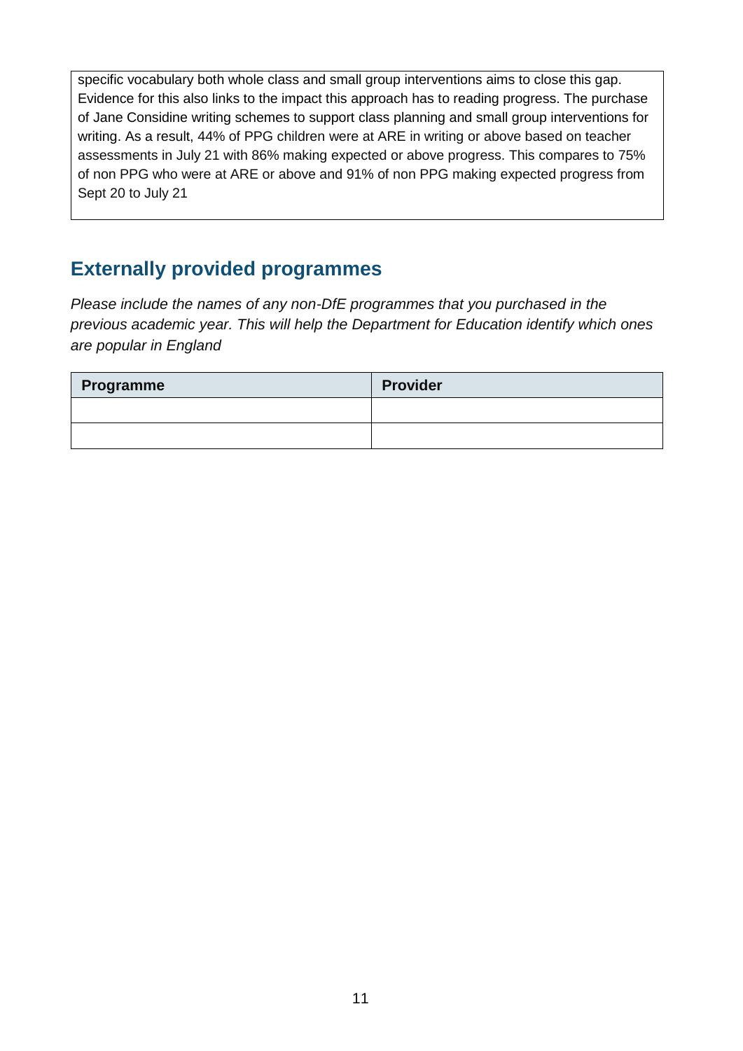specific vocabulary both whole class and small group interventions aims to close this gap. Evidence for this also links to the impact this approach has to reading progress. The purchase of Jane Considine writing schemes to support class planning and small group interventions for writing. As a result, 44% of PPG children were at ARE in writing or above based on teacher assessments in July 21 with 86% making expected or above progress. This compares to 75% of non PPG who were at ARE or above and 91% of non PPG making expected progress from Sept 20 to July 21

## Externally provided programmes

*Please include the names of any non-DfE programmes that you purchased in the previous academic year. This will help the Department for Education identify which ones are popular in England*

| Programme | Provider |
|---|---|
| | |
| | |